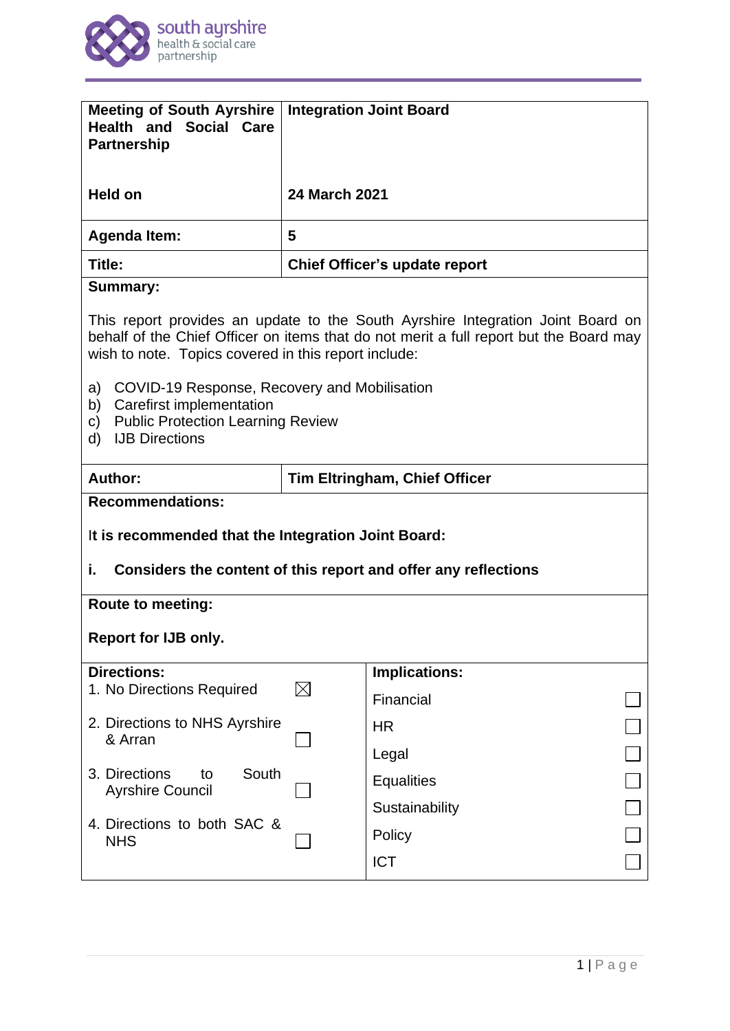| | |
|---|---|
| **Meeting of South Ayrshire Health and Social Care Partnership** | **Integration Joint Board** |
| **Held on** | **24 March 2021** |
| **Agenda Item:** | **5** |
| **Title:** | **Chief Officer's update report** |

**Summary:**

This report provides an update to the South Ayrshire Integration Joint Board on behalf of the Chief Officer on items that do not merit a full report but the Board may wish to note. Topics covered in this report include:

a) COVID-19 Response, Recovery and Mobilisation
b) Carefirst implementation
c) Public Protection Learning Review
d) IJB Directions

| | |
|---|---|
| **Author:** | **Tim Eltringham, Chief Officer** |

**Recommendations:**

**It is recommended that the Integration Joint Board:**

**i. Considers the content of this report and offer any reflections**

**Route to meeting:**

**Report for IJB only.**

| **Directions:** | | **Implications:** | |
|---|---|---|---|
| 1. No Directions Required | ☒ | Financial | ☐ |
| 2. Directions to NHS Ayrshire & Arran | ☐ | HR | ☐ |
| 3. Directions to South Ayrshire Council | ☐ | Legal | ☐ |
| 4. Directions to both SAC & NHS | ☐ | Equalities | ☐ |
| | | Sustainability | ☐ |
| | | Policy | ☐ |
| | | ICT | ☐ |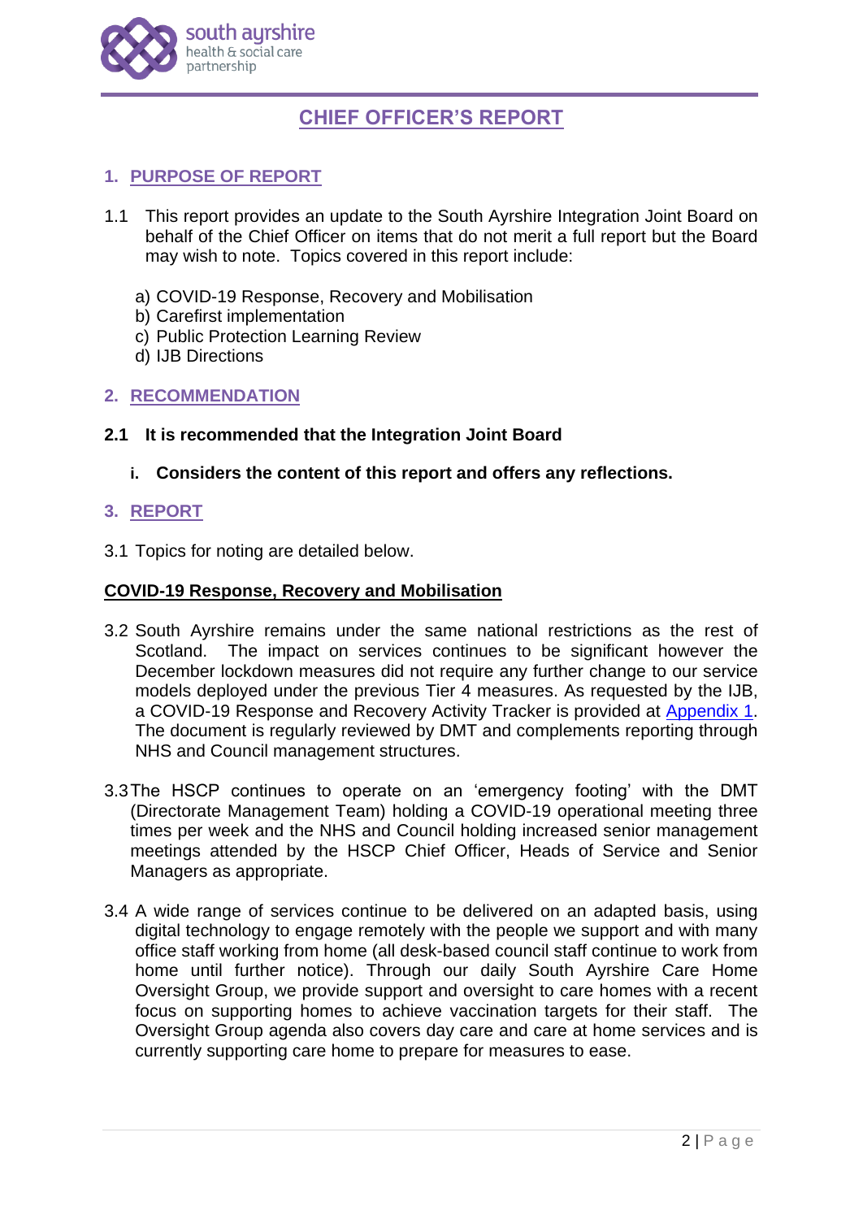# CHIEF OFFICER'S REPORT

## 1. PURPOSE OF REPORT

1.1 This report provides an update to the South Ayrshire Integration Joint Board on behalf of the Chief Officer on items that do not merit a full report but the Board may wish to note. Topics covered in this report include:

a) COVID-19 Response, Recovery and Mobilisation
b) Carefirst implementation
c) Public Protection Learning Review
d) IJB Directions

## 2. RECOMMENDATION

**2.1 It is recommended that the Integration Joint Board**

**i. Considers the content of this report and offers any reflections.**

## 3. REPORT

3.1 Topics for noting are detailed below.

### COVID-19 Response, Recovery and Mobilisation

3.2 South Ayrshire remains under the same national restrictions as the rest of Scotland. The impact on services continues to be significant however the December lockdown measures did not require any further change to our service models deployed under the previous Tier 4 measures. As requested by the IJB, a COVID-19 Response and Recovery Activity Tracker is provided at Appendix 1. The document is regularly reviewed by DMT and complements reporting through NHS and Council management structures.

3.3 The HSCP continues to operate on an 'emergency footing' with the DMT (Directorate Management Team) holding a COVID-19 operational meeting three times per week and the NHS and Council holding increased senior management meetings attended by the HSCP Chief Officer, Heads of Service and Senior Managers as appropriate.

3.4 A wide range of services continue to be delivered on an adapted basis, using digital technology to engage remotely with the people we support and with many office staff working from home (all desk-based council staff continue to work from home until further notice). Through our daily South Ayrshire Care Home Oversight Group, we provide support and oversight to care homes with a recent focus on supporting homes to achieve vaccination targets for their staff. The Oversight Group agenda also covers day care and care at home services and is currently supporting care home to prepare for measures to ease.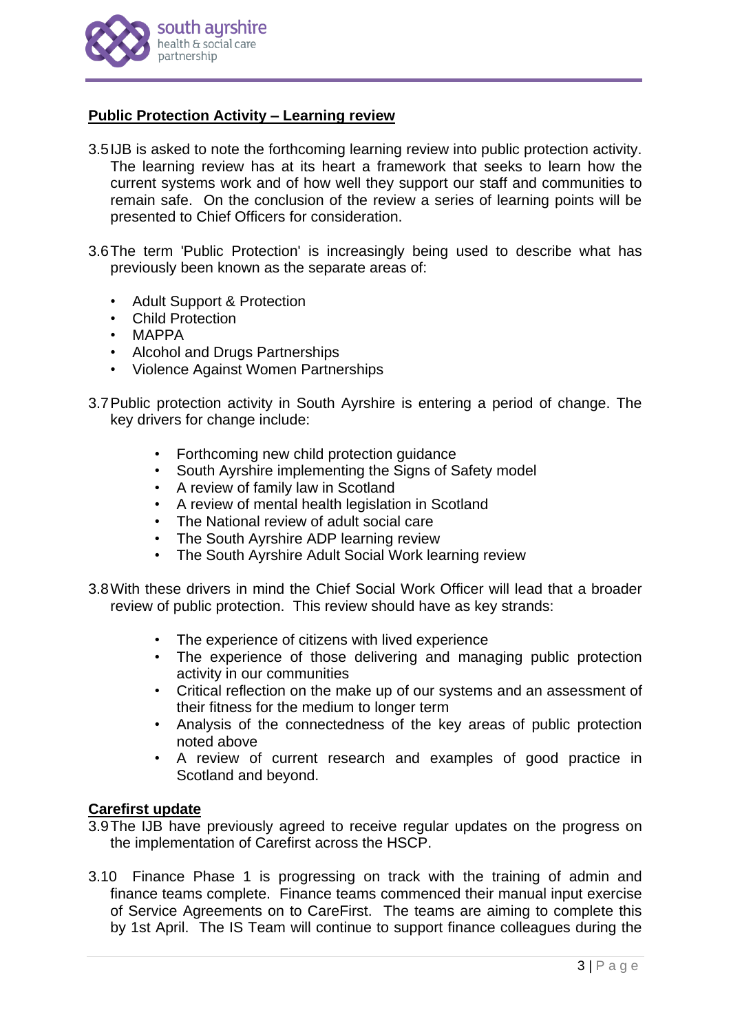**Public Protection Activity – Learning review**

3.5 IJB is asked to note the forthcoming learning review into public protection activity. The learning review has at its heart a framework that seeks to learn how the current systems work and of how well they support our staff and communities to remain safe. On the conclusion of the review a series of learning points will be presented to Chief Officers for consideration.

3.6 The term 'Public Protection' is increasingly being used to describe what has previously been known as the separate areas of:

- Adult Support & Protection
- Child Protection
- MAPPA
- Alcohol and Drugs Partnerships
- Violence Against Women Partnerships

3.7 Public protection activity in South Ayrshire is entering a period of change. The key drivers for change include:

- Forthcoming new child protection guidance
- South Ayrshire implementing the Signs of Safety model
- A review of family law in Scotland
- A review of mental health legislation in Scotland
- The National review of adult social care
- The South Ayrshire ADP learning review
- The South Ayrshire Adult Social Work learning review

3.8 With these drivers in mind the Chief Social Work Officer will lead that a broader review of public protection. This review should have as key strands:

- The experience of citizens with lived experience
- The experience of those delivering and managing public protection activity in our communities
- Critical reflection on the make up of our systems and an assessment of their fitness for the medium to longer term
- Analysis of the connectedness of the key areas of public protection noted above
- A review of current research and examples of good practice in Scotland and beyond.

**Carefirst update**

3.9 The IJB have previously agreed to receive regular updates on the progress on the implementation of Carefirst across the HSCP.

3.10 Finance Phase 1 is progressing on track with the training of admin and finance teams complete. Finance teams commenced their manual input exercise of Service Agreements on to CareFirst. The teams are aiming to complete this by 1st April. The IS Team will continue to support finance colleagues during the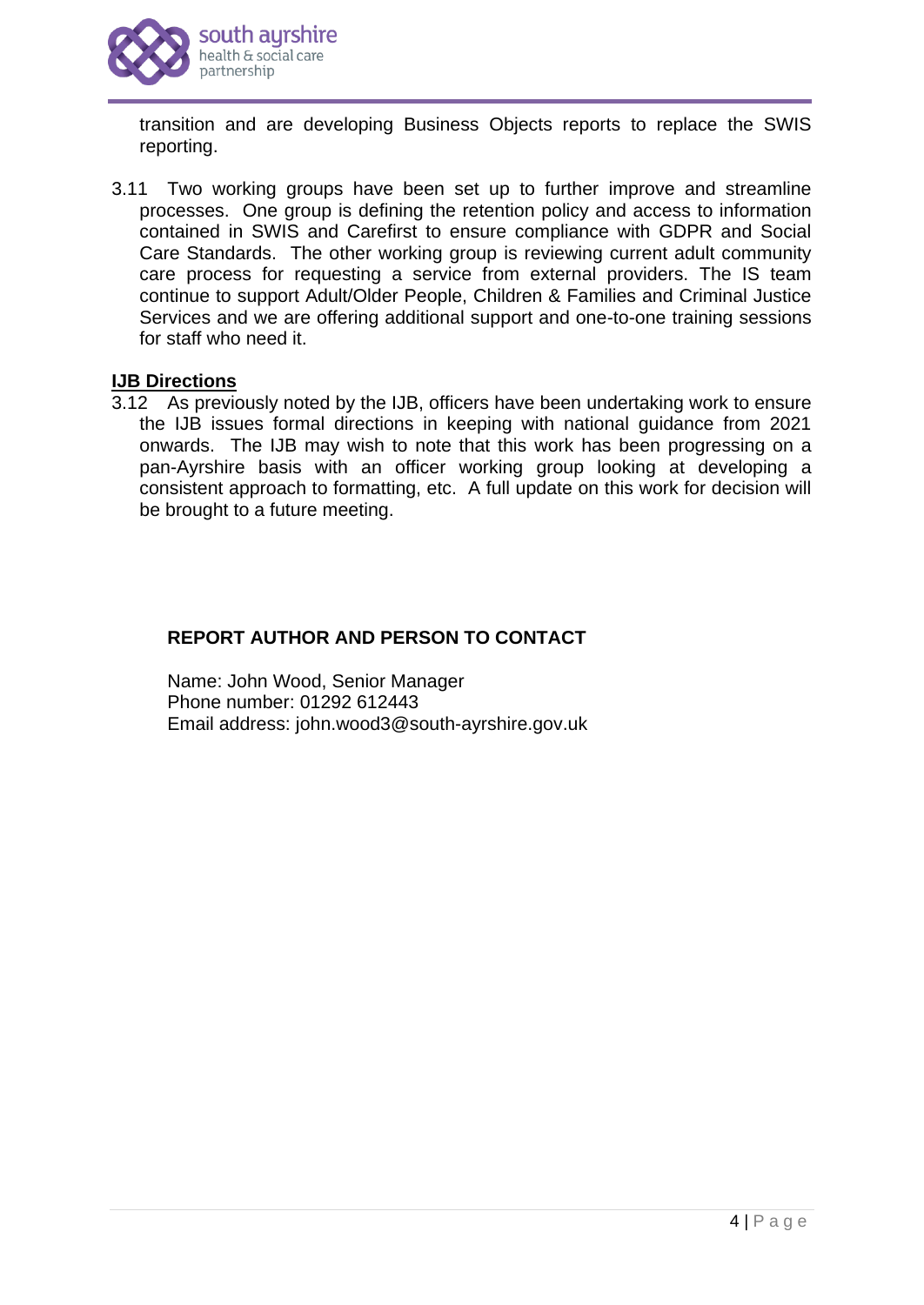transition and are developing Business Objects reports to replace the SWIS reporting.

3.11 Two working groups have been set up to further improve and streamline processes. One group is defining the retention policy and access to information contained in SWIS and Carefirst to ensure compliance with GDPR and Social Care Standards. The other working group is reviewing current adult community care process for requesting a service from external providers. The IS team continue to support Adult/Older People, Children & Families and Criminal Justice Services and we are offering additional support and one-to-one training sessions for staff who need it.

**IJB Directions**

3.12 As previously noted by the IJB, officers have been undertaking work to ensure the IJB issues formal directions in keeping with national guidance from 2021 onwards. The IJB may wish to note that this work has been progressing on a pan-Ayrshire basis with an officer working group looking at developing a consistent approach to formatting, etc. A full update on this work for decision will be brought to a future meeting.

**REPORT AUTHOR AND PERSON TO CONTACT**

Name: John Wood, Senior Manager
Phone number: 01292 612443
Email address: john.wood3@south-ayrshire.gov.uk